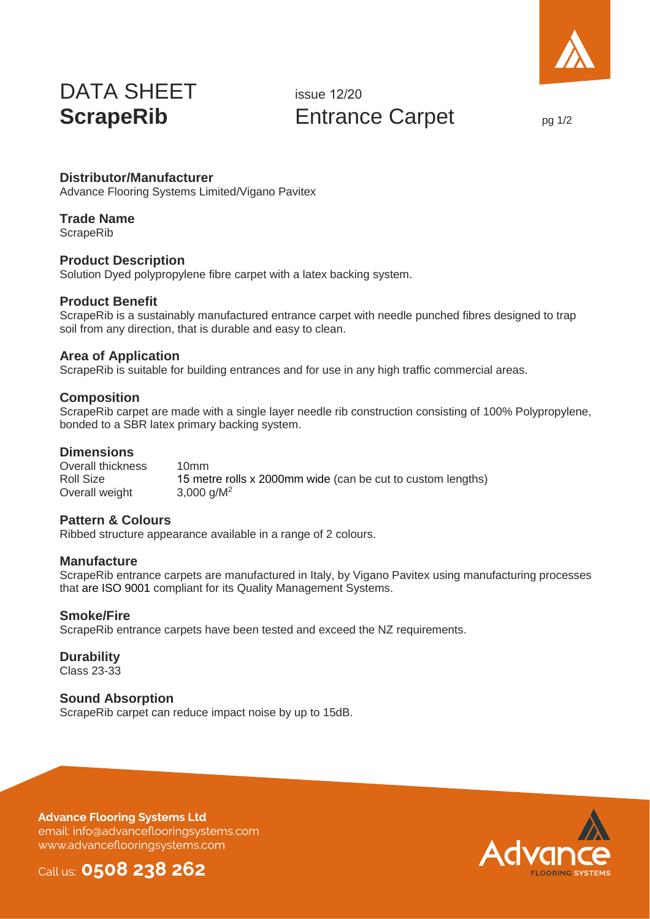# DATA SHEET
# **ScrapeRib**

issue 12/20

## Entrance Carpet

### Distributor/Manufacturer
Advance Flooring Systems Limited/Vigano Pavitex

### Trade Name
ScrapeRib

### Product Description
Solution Dyed polypropylene fibre carpet with a latex backing system.

### Product Benefit
ScrapeRib is a sustainably manufactured entrance carpet with needle punched fibres designed to trap soil from any direction, that is durable and easy to clean.

### Area of Application
ScrapeRib is suitable for building entrances and for use in any high traffic commercial areas.

### Composition
ScrapeRib carpet are made with a single layer needle rib construction consisting of 100% Polypropylene, bonded to a SBR latex primary backing system.

### Dimensions

| | |
|---|---|
| Overall thickness | 10mm |
| Roll Size | 15 metre rolls x 2000mm wide (can be cut to custom lengths) |
| Overall weight | 3,000 g/M$^2$ |

### Pattern & Colours
Ribbed structure appearance available in a range of 2 colours.

### Manufacture
ScrapeRib entrance carpets are manufactured in Italy, by Vigano Pavitex using manufacturing processes that are ISO 9001 compliant for its Quality Management Systems.

### Smoke/Fire
ScrapeRib entrance carpets have been tested and exceed the NZ requirements.

### Durability
Class 23-33

### Sound Absorption
ScrapeRib carpet can reduce impact noise by up to 15dB.

**Advance Flooring Systems Ltd**
email: info@advanceflooringsystems.com
www.advanceflooringsystems.com

Call us: **0508 238 262**

Advance FLOORING SYSTEMS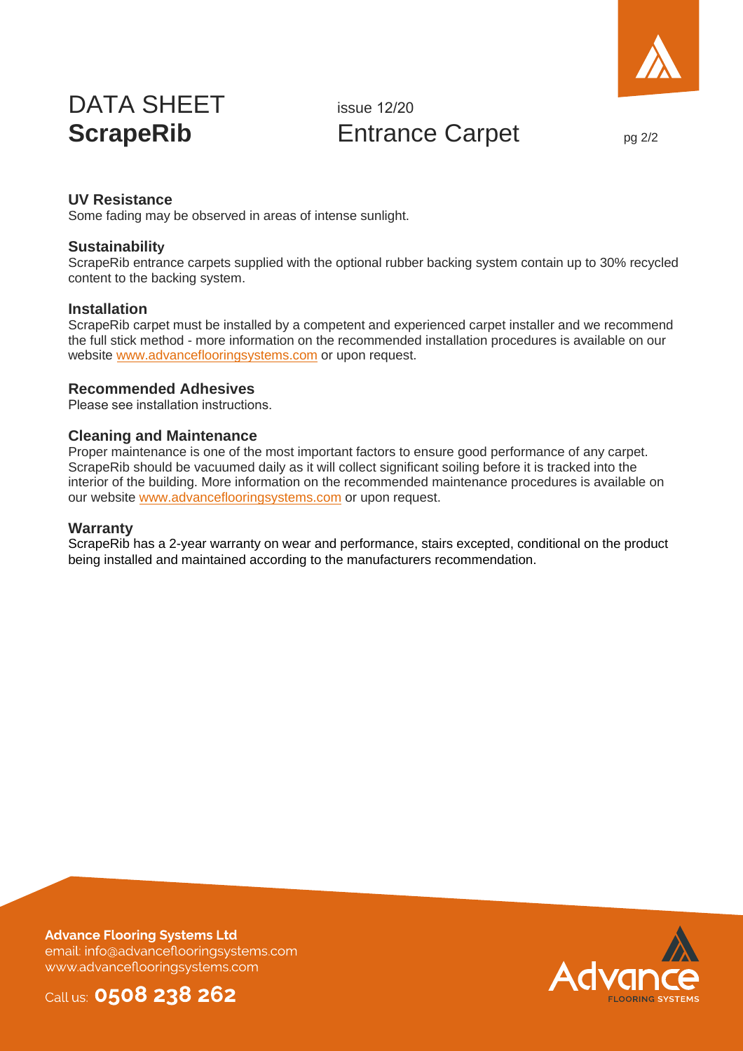# DATA SHEET
# ScrapeRib

issue 12/20

## Entrance Carpet

### UV Resistance
Some fading may be observed in areas of intense sunlight.

### Sustainability
ScrapeRib entrance carpets supplied with the optional rubber backing system contain up to 30% recycled content to the backing system.

### Installation
ScrapeRib carpet must be installed by a competent and experienced carpet installer and we recommend the full stick method - more information on the recommended installation procedures is available on our website www.advanceflooringsystems.com or upon request.

### Recommended Adhesives
Please see installation instructions.

### Cleaning and Maintenance
Proper maintenance is one of the most important factors to ensure good performance of any carpet. ScrapeRib should be vacuumed daily as it will collect significant soiling before it is tracked into the interior of the building. More information on the recommended maintenance procedures is available on our website www.advanceflooringsystems.com or upon request.

### Warranty
ScrapeRib has a 2-year warranty on wear and performance, stairs excepted, conditional on the product being installed and maintained according to the manufacturers recommendation.

**Advance Flooring Systems Ltd**
email: info@advanceflooringsystems.com
www.advanceflooringsystems.com

Call us: **0508 238 262**

Advance FLOORING SYSTEMS